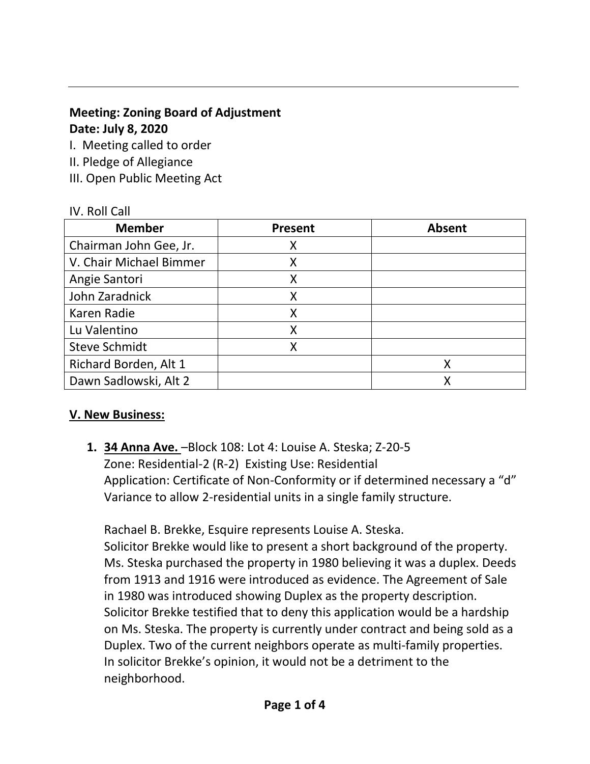**Meeting: Zoning Board of Adjustment**
**Date: July 8, 2020**

I. Meeting called to order
II. Pledge of Allegiance
III. Open Public Meeting Act

IV. Roll Call

| Member | Present | Absent |
|---|---|---|
| Chairman John Gee, Jr. | X | |
| V. Chair Michael Bimmer | X | |
| Angie Santori | X | |
| John Zaradnick | X | |
| Karen Radie | X | |
| Lu Valentino | X | |
| Steve Schmidt | X | |
| Richard Borden, Alt 1 | | X |
| Dawn Sadlowski, Alt 2 | | X |

**V. New Business:**

1. **34 Anna Ave.** –Block 108: Lot 4: Louise A. Steska; Z-20-5
   Zone: Residential-2 (R-2) Existing Use: Residential
   Application: Certificate of Non-Conformity or if determined necessary a "d" Variance to allow 2-residential units in a single family structure.

   Rachael B. Brekke, Esquire represents Louise A. Steska.
   Solicitor Brekke would like to present a short background of the property. Ms. Steska purchased the property in 1980 believing it was a duplex. Deeds from 1913 and 1916 were introduced as evidence. The Agreement of Sale in 1980 was introduced showing Duplex as the property description. Solicitor Brekke testified that to deny this application would be a hardship on Ms. Steska. The property is currently under contract and being sold as a Duplex. Two of the current neighbors operate as multi-family properties. In solicitor Brekke's opinion, it would not be a detriment to the neighborhood.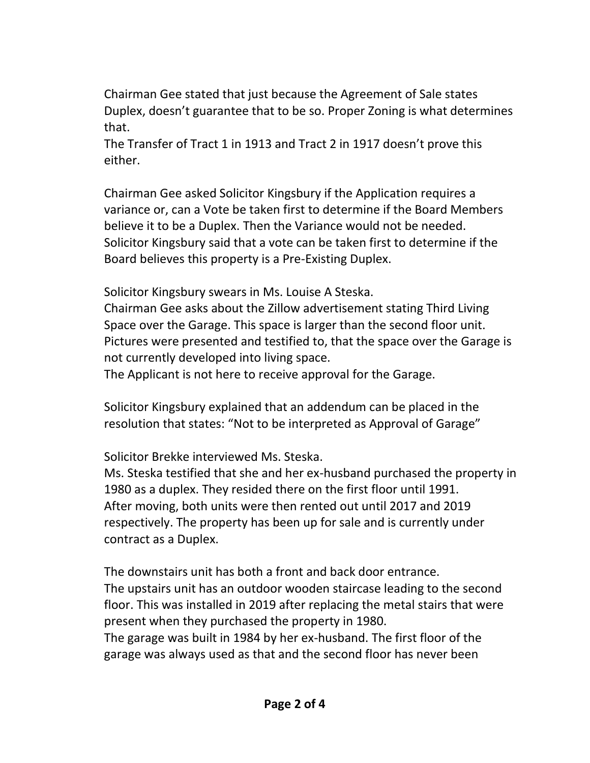Chairman Gee stated that just because the Agreement of Sale states Duplex, doesn't guarantee that to be so. Proper Zoning is what determines that.
The Transfer of Tract 1 in 1913 and Tract 2 in 1917 doesn't prove this either.

Chairman Gee asked Solicitor Kingsbury if the Application requires a variance or, can a Vote be taken first to determine if the Board Members believe it to be a Duplex. Then the Variance would not be needed.
Solicitor Kingsbury said that a vote can be taken first to determine if the Board believes this property is a Pre-Existing Duplex.

Solicitor Kingsbury swears in Ms. Louise A Steska.
Chairman Gee asks about the Zillow advertisement stating Third Living Space over the Garage. This space is larger than the second floor unit.
Pictures were presented and testified to, that the space over the Garage is not currently developed into living space.
The Applicant is not here to receive approval for the Garage.

Solicitor Kingsbury explained that an addendum can be placed in the resolution that states: "Not to be interpreted as Approval of Garage"

Solicitor Brekke interviewed Ms. Steska.
Ms. Steska testified that she and her ex-husband purchased the property in 1980 as a duplex. They resided there on the first floor until 1991.
After moving, both units were then rented out until 2017 and 2019 respectively. The property has been up for sale and is currently under contract as a Duplex.

The downstairs unit has both a front and back door entrance.
The upstairs unit has an outdoor wooden staircase leading to the second floor. This was installed in 2019 after replacing the metal stairs that were present when they purchased the property in 1980.
The garage was built in 1984 by her ex-husband. The first floor of the garage was always used as that and the second floor has never been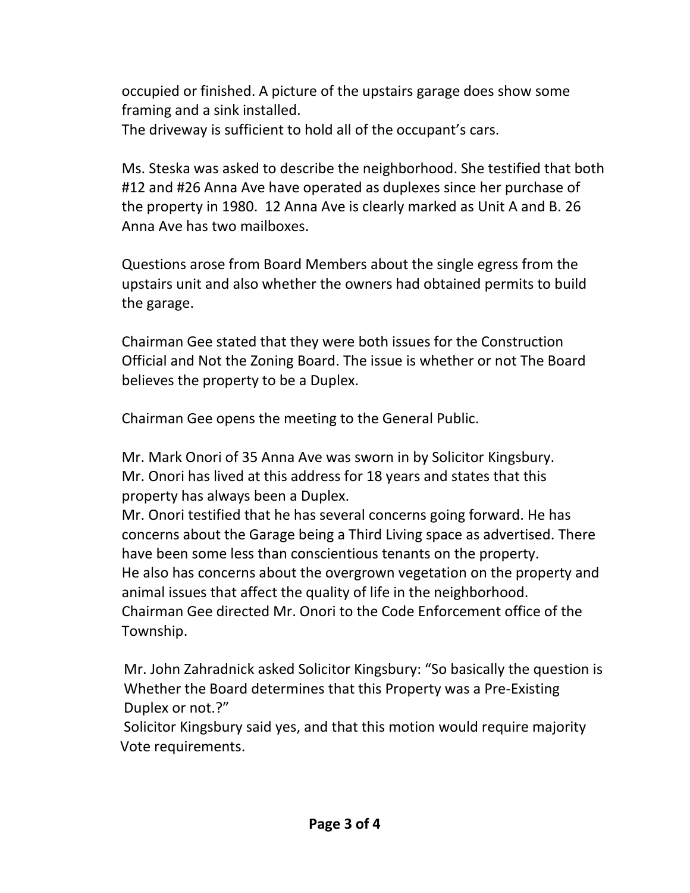occupied or finished. A picture of the upstairs garage does show some framing and a sink installed.
The driveway is sufficient to hold all of the occupant's cars.

Ms. Steska was asked to describe the neighborhood. She testified that both #12 and #26 Anna Ave have operated as duplexes since her purchase of the property in 1980. 12 Anna Ave is clearly marked as Unit A and B. 26 Anna Ave has two mailboxes.

Questions arose from Board Members about the single egress from the upstairs unit and also whether the owners had obtained permits to build the garage.

Chairman Gee stated that they were both issues for the Construction Official and Not the Zoning Board. The issue is whether or not The Board believes the property to be a Duplex.

Chairman Gee opens the meeting to the General Public.

Mr. Mark Onori of 35 Anna Ave was sworn in by Solicitor Kingsbury.
Mr. Onori has lived at this address for 18 years and states that this property has always been a Duplex.
Mr. Onori testified that he has several concerns going forward. He has concerns about the Garage being a Third Living space as advertised. There have been some less than conscientious tenants on the property.
He also has concerns about the overgrown vegetation on the property and animal issues that affect the quality of life in the neighborhood.
Chairman Gee directed Mr. Onori to the Code Enforcement office of the Township.

Mr. John Zahradnick asked Solicitor Kingsbury: "So basically the question is Whether the Board determines that this Property was a Pre-Existing Duplex or not.?"
Solicitor Kingsbury said yes, and that this motion would require majority Vote requirements.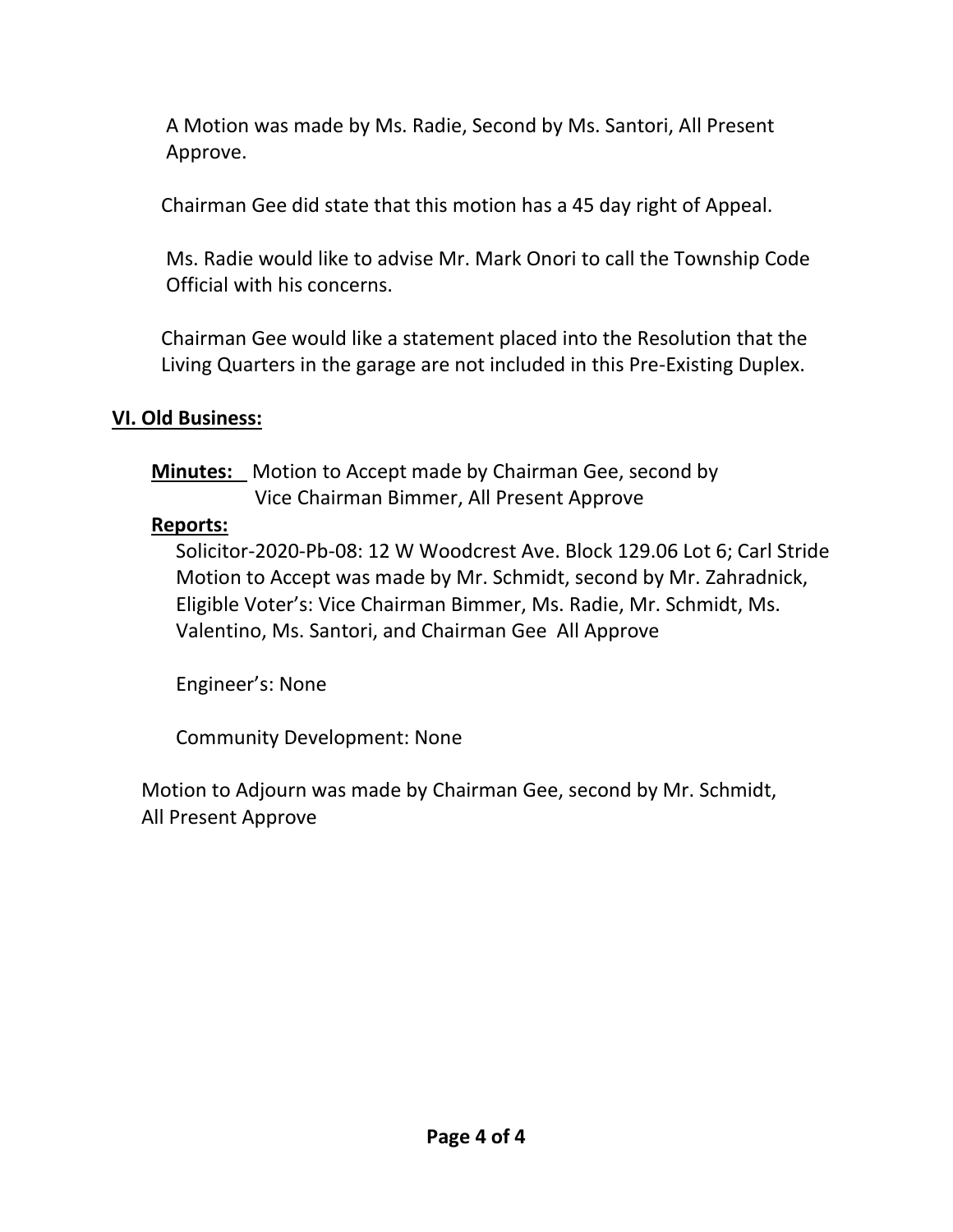A Motion was made by Ms. Radie, Second by Ms. Santori, All Present Approve.

Chairman Gee did state that this motion has a 45 day right of Appeal.

Ms. Radie would like to advise Mr. Mark Onori to call the Township Code Official with his concerns.

Chairman Gee would like a statement placed into the Resolution that the Living Quarters in the garage are not included in this Pre-Existing Duplex.

## VI. Old Business:

**Minutes:** Motion to Accept made by Chairman Gee, second by Vice Chairman Bimmer, All Present Approve

**Reports:**

Solicitor-2020-Pb-08: 12 W Woodcrest Ave. Block 129.06 Lot 6; Carl Stride
Motion to Accept was made by Mr. Schmidt, second by Mr. Zahradnick, Eligible Voter's: Vice Chairman Bimmer, Ms. Radie, Mr. Schmidt, Ms. Valentino, Ms. Santori, and Chairman Gee All Approve

Engineer's: None

Community Development: None

Motion to Adjourn was made by Chairman Gee, second by Mr. Schmidt, All Present Approve